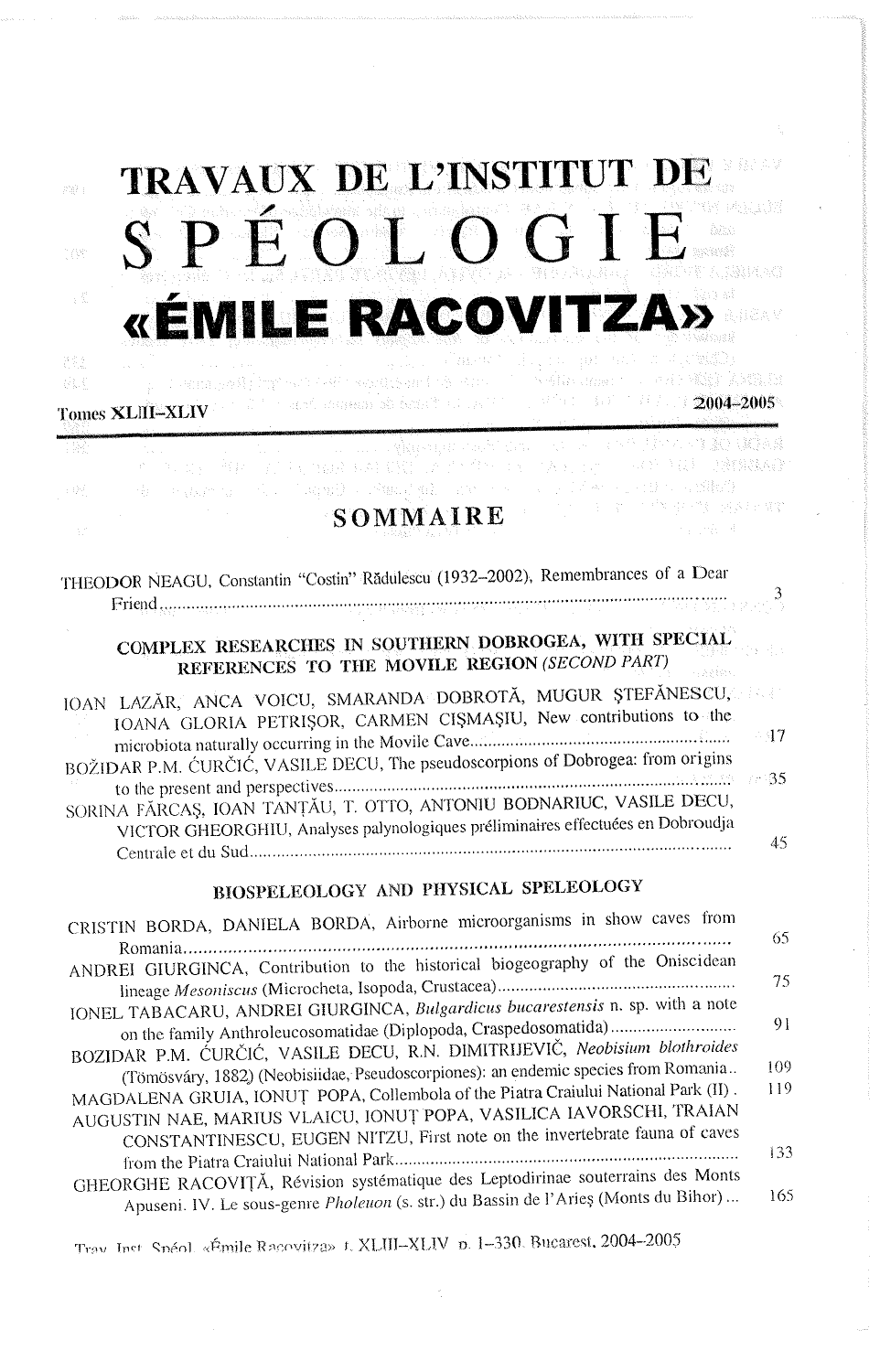# TRAVAUX DE L'INSTITUT DE SPÉOLOGIE «ÉMILE RACOVITZA»

Tomes XLIII–XLIV 2004–2005

## SOMMAIRE

THEODOR NEAGU, Constantin "Costin" Rădulescu (1932–2002), Remembrances of a Dear Friend ........................................................................ 3

### COMPLEX RESEARCHES IN SOUTHERN DOBROGEA, WITH SPECIAL REFERENCES TO THE MOVILE REGION *(SECOND PART)*

IOAN LAZĂR, ANCA VOICU, SMARANDA DOBROTĂ, MUGUR ŞTEFĂNESCU, IOANA GLORIA PETRIŞOR, CARMEN CIŞMAŞIU, New contributions to the microbiota naturally occurring in the Movile Cave........................................ 17

BOŽIDAR P.M. ĆURČIĆ, VASILE DECU, The pseudoscorpions of Dobrogea: from origins to the present and perspectives........................................................ 35

SORINA FĂRCAŞ, IOAN TANŢĂU, T. OTTO, ANTONIU BODNARIUC, VASILE DECU, VICTOR GHEORGHIU, Analyses palynologiques préliminaires effectuées en Dobroudja Centrale et du Sud........................................................ 45

### BIOSPELEOLOGY AND PHYSICAL SPELEOLOGY

CRISTIN BORDA, DANIELA BORDA, Airborne microorganisms in show caves from Romania........................................................ 65

ANDREI GIURGINCA, Contribution to the historical biogeography of the Oniscidean lineage *Mesoniscus* (Microcheta, Isopoda, Crustacea)........................................ 75

IONEL TABACARU, ANDREI GIURGINCA, *Bulgardicus bucarestensis* n. sp. with a note on the family Anthroleucosomatidae (Diplopoda, Craspedosomatida)........................ 91

BOZIDAR P.M. ĆURČIĆ, VASILE DECU, R.N. DIMITRIJEVIĆ, *Neobisium blothroides* (Tömösváry, 1882) (Neobisiidae, Pseudoscorpiones): an endemic species from Romania.. 109

MAGDALENA GRUIA, IONUŢ POPA, Collembola of the Piatra Craiului National Park (II) . 119

AUGUSTIN NAE, MARIUS VLAICU, IONUŢ POPA, VASILICA IAVORSCHI, TRAIAN CONSTANTINESCU, EUGEN NITZU, First note on the invertebrate fauna of caves from the Piatra Craiului National Park........................................................ 133

GHEORGHE RACOVIŢĂ, Révision systématique des Leptodirinae souterrains des Monts Apuseni. IV. Le sous-genre *Pholeuon* (s. str.) du Bassin de l'Arieş (Monts du Bihor) ... 165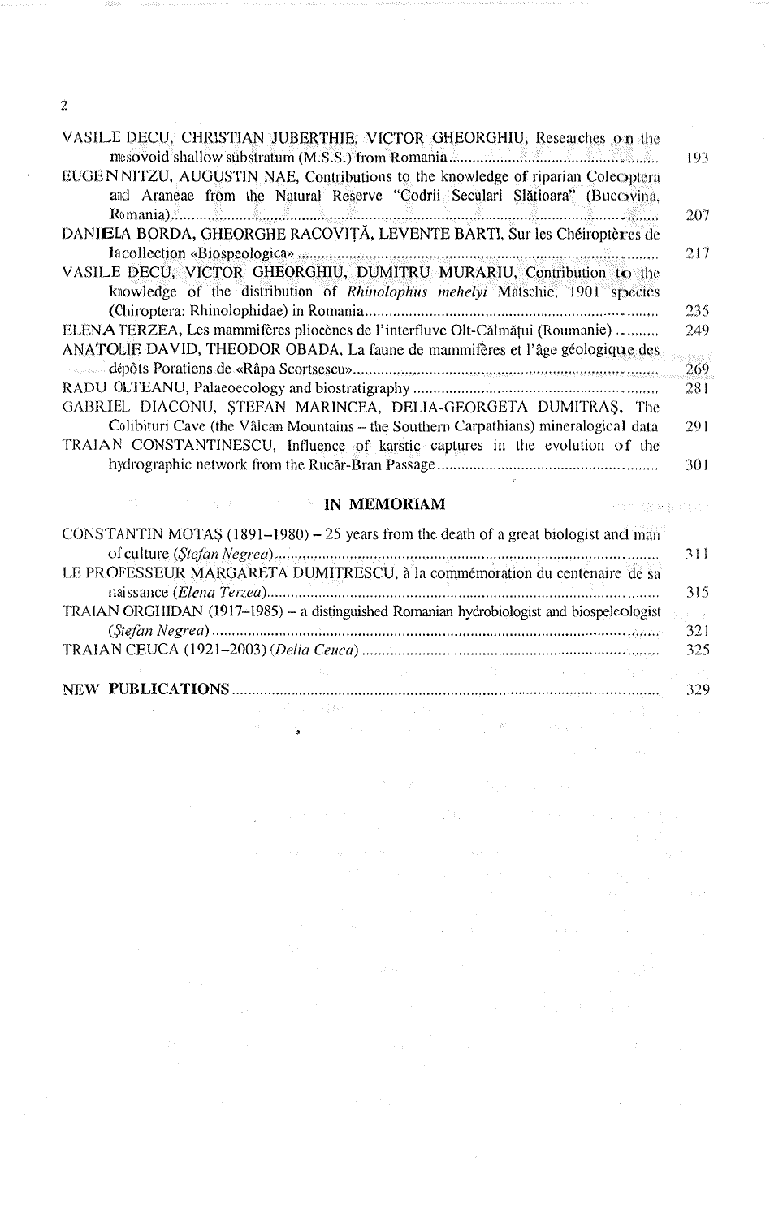VASILE DECU, CHRISTIAN JUBERTHIE, VICTOR GHEORGHIU, Researches on the mesovoid shallow substratum (M.S.S.) from Romania ........................................ 193

EUGEN NITZU, AUGUSTIN NAE, Contributions to the knowledge of riparian Coleoptera and Araneae from the Natural Reserve "Codrii Seculari Slătioara" (Bucovina, Romania) ........................................ 207

DANIELA BORDA, GHEORGHE RACOVIȚĂ, LEVENTE BARTI, Sur les Chéiroptères de la collection «Biospeologica» ........................................ 217

VASILE DECU, VICTOR GHEORGHIU, DUMITRU MURARIU, Contribution to the knowledge of the distribution of *Rhinolophus mehelyi* Matschie, 1901 species (Chiroptera: Rhinolophidae) in Romania ........................................ 235

ELENA TERZEA, Les mammifères pliocènes de l'interfluve Olt-Călmățui (Roumanie) ........ 249

ANATOLIE DAVID, THEODOR OBADA, La faune de mammifères et l'âge géologique des dépôts Poratiens de «Râpa Scortsescu» ........................................ 269

RADU OLTEANU, Palaeoecology and biostratigraphy ........................................ 281

GABRIEL DIACONU, ȘTEFAN MARINCEA, DELIA-GEORGETA DUMITRAȘ, The Colibituri Cave (the Vâlcan Mountains – the Southern Carpathians) mineralogical data 291

TRAIAN CONSTANTINESCU, Influence of karstic captures in the evolution of the hydrographic network from the Rucăr-Bran Passage ........................................ 301

## IN MEMORIAM

CONSTANTIN MOTAȘ (1891–1980) – 25 years from the death of a great biologist and man of culture (*Ștefan Negrea*) ........................................ 311

LE PROFESSEUR MARGARETA DUMITRESCU, à la commémoration du centenaire de sa naissance (*Elena Terzea*) ........................................ 315

TRAIAN ORGHIDAN (1917–1985) – a distinguished Romanian hydrobiologist and biospeleologist (*Ștefan Negrea*) ........................................ 321

TRAIAN CEUCA (1921–2003) (*Delia Ceuca*) ........................................ 325

**NEW PUBLICATIONS** ........................................ 329